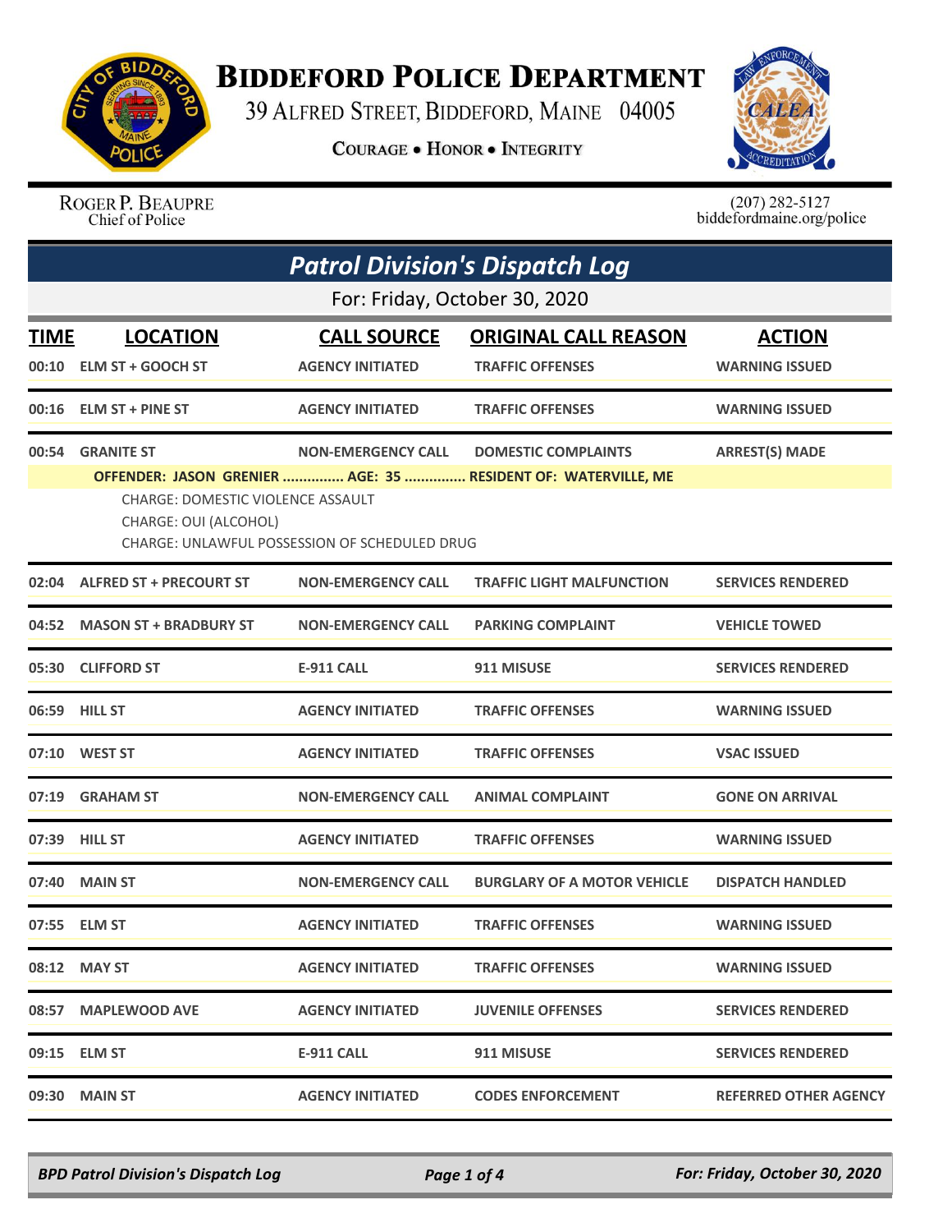# Biddeford Police Department

39 Alfred Street, Biddeford, Maine 04005

**Courage • Honor • Integrity**

Roger P. Beaupre
Chief of Police

(207) 282-5127
biddefordmaine.org/police

## *Patrol Division's Dispatch Log*

For: Friday, October 30, 2020

| TIME | LOCATION | CALL SOURCE | ORIGINAL CALL REASON | ACTION |
|---|---|---|---|---|
| 00:10 | ELM ST + GOOCH ST | AGENCY INITIATED | TRAFFIC OFFENSES | WARNING ISSUED |
| 00:16 | ELM ST + PINE ST | AGENCY INITIATED | TRAFFIC OFFENSES | WARNING ISSUED |
| 00:54 | GRANITE ST | NON-EMERGENCY CALL | DOMESTIC COMPLAINTS | ARREST(S) MADE |

**OFFENDER: JASON GRENIER ............... AGE: 35 ............... RESIDENT OF: WATERVILLE, ME**

CHARGE: DOMESTIC VIOLENCE ASSAULT
CHARGE: OUI (ALCOHOL)
CHARGE: UNLAWFUL POSSESSION OF SCHEDULED DRUG

| TIME | LOCATION | CALL SOURCE | ORIGINAL CALL REASON | ACTION |
|---|---|---|---|---|
| 02:04 | ALFRED ST + PRECOURT ST | NON-EMERGENCY CALL | TRAFFIC LIGHT MALFUNCTION | SERVICES RENDERED |
| 04:52 | MASON ST + BRADBURY ST | NON-EMERGENCY CALL | PARKING COMPLAINT | VEHICLE TOWED |
| 05:30 | CLIFFORD ST | E-911 CALL | 911 MISUSE | SERVICES RENDERED |
| 06:59 | HILL ST | AGENCY INITIATED | TRAFFIC OFFENSES | WARNING ISSUED |
| 07:10 | WEST ST | AGENCY INITIATED | TRAFFIC OFFENSES | VSAC ISSUED |
| 07:19 | GRAHAM ST | NON-EMERGENCY CALL | ANIMAL COMPLAINT | GONE ON ARRIVAL |
| 07:39 | HILL ST | AGENCY INITIATED | TRAFFIC OFFENSES | WARNING ISSUED |
| 07:40 | MAIN ST | NON-EMERGENCY CALL | BURGLARY OF A MOTOR VEHICLE | DISPATCH HANDLED |
| 07:55 | ELM ST | AGENCY INITIATED | TRAFFIC OFFENSES | WARNING ISSUED |
| 08:12 | MAY ST | AGENCY INITIATED | TRAFFIC OFFENSES | WARNING ISSUED |
| 08:57 | MAPLEWOOD AVE | AGENCY INITIATED | JUVENILE OFFENSES | SERVICES RENDERED |
| 09:15 | ELM ST | E-911 CALL | 911 MISUSE | SERVICES RENDERED |
| 09:30 | MAIN ST | AGENCY INITIATED | CODES ENFORCEMENT | REFERRED OTHER AGENCY |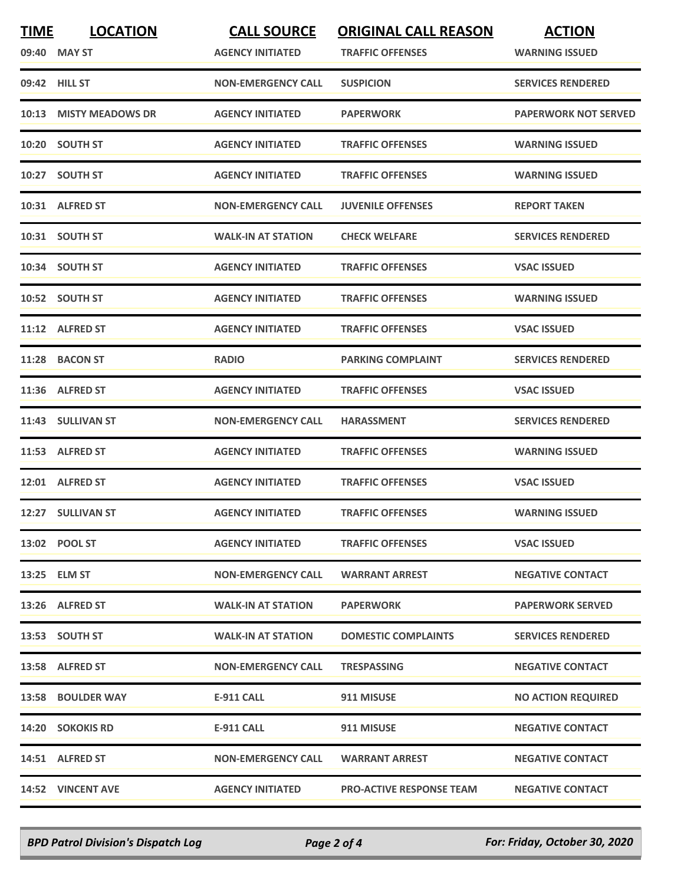| TIME | LOCATION | CALL SOURCE | ORIGINAL CALL REASON | ACTION |
|---|---|---|---|---|
| 09:40 | MAY ST | AGENCY INITIATED | TRAFFIC OFFENSES | WARNING ISSUED |
| 09:42 | HILL ST | NON-EMERGENCY CALL | SUSPICION | SERVICES RENDERED |
| 10:13 | MISTY MEADOWS DR | AGENCY INITIATED | PAPERWORK | PAPERWORK NOT SERVED |
| 10:20 | SOUTH ST | AGENCY INITIATED | TRAFFIC OFFENSES | WARNING ISSUED |
| 10:27 | SOUTH ST | AGENCY INITIATED | TRAFFIC OFFENSES | WARNING ISSUED |
| 10:31 | ALFRED ST | NON-EMERGENCY CALL | JUVENILE OFFENSES | REPORT TAKEN |
| 10:31 | SOUTH ST | WALK-IN AT STATION | CHECK WELFARE | SERVICES RENDERED |
| 10:34 | SOUTH ST | AGENCY INITIATED | TRAFFIC OFFENSES | VSAC ISSUED |
| 10:52 | SOUTH ST | AGENCY INITIATED | TRAFFIC OFFENSES | WARNING ISSUED |
| 11:12 | ALFRED ST | AGENCY INITIATED | TRAFFIC OFFENSES | VSAC ISSUED |
| 11:28 | BACON ST | RADIO | PARKING COMPLAINT | SERVICES RENDERED |
| 11:36 | ALFRED ST | AGENCY INITIATED | TRAFFIC OFFENSES | VSAC ISSUED |
| 11:43 | SULLIVAN ST | NON-EMERGENCY CALL | HARASSMENT | SERVICES RENDERED |
| 11:53 | ALFRED ST | AGENCY INITIATED | TRAFFIC OFFENSES | WARNING ISSUED |
| 12:01 | ALFRED ST | AGENCY INITIATED | TRAFFIC OFFENSES | VSAC ISSUED |
| 12:27 | SULLIVAN ST | AGENCY INITIATED | TRAFFIC OFFENSES | WARNING ISSUED |
| 13:02 | POOL ST | AGENCY INITIATED | TRAFFIC OFFENSES | VSAC ISSUED |
| 13:25 | ELM ST | NON-EMERGENCY CALL | WARRANT ARREST | NEGATIVE CONTACT |
| 13:26 | ALFRED ST | WALK-IN AT STATION | PAPERWORK | PAPERWORK SERVED |
| 13:53 | SOUTH ST | WALK-IN AT STATION | DOMESTIC COMPLAINTS | SERVICES RENDERED |
| 13:58 | ALFRED ST | NON-EMERGENCY CALL | TRESPASSING | NEGATIVE CONTACT |
| 13:58 | BOULDER WAY | E-911 CALL | 911 MISUSE | NO ACTION REQUIRED |
| 14:20 | SOKOKIS RD | E-911 CALL | 911 MISUSE | NEGATIVE CONTACT |
| 14:51 | ALFRED ST | NON-EMERGENCY CALL | WARRANT ARREST | NEGATIVE CONTACT |
| 14:52 | VINCENT AVE | AGENCY INITIATED | PRO-ACTIVE RESPONSE TEAM | NEGATIVE CONTACT |

*BPD Patrol Division's Dispatch Log* — *For: Friday, October 30, 2020*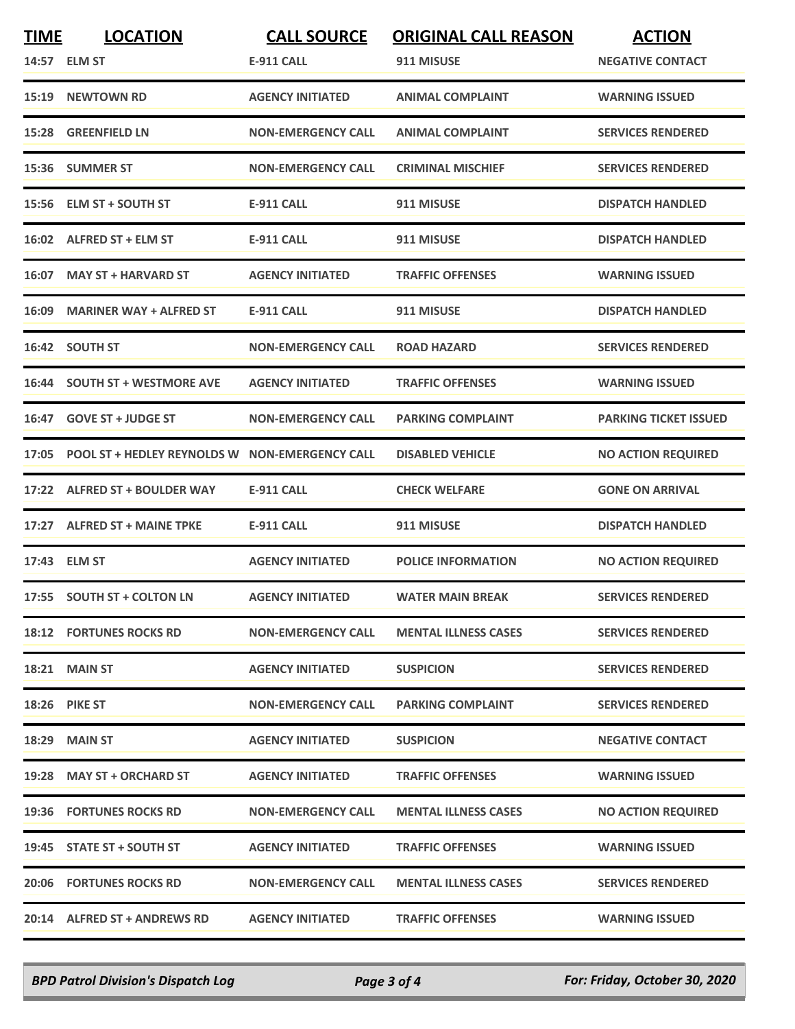| TIME | LOCATION | CALL SOURCE | ORIGINAL CALL REASON | ACTION |
|---|---|---|---|---|
| 14:57 | ELM ST | E-911 CALL | 911 MISUSE | NEGATIVE CONTACT |
| 15:19 | NEWTOWN RD | AGENCY INITIATED | ANIMAL COMPLAINT | WARNING ISSUED |
| 15:28 | GREENFIELD LN | NON-EMERGENCY CALL | ANIMAL COMPLAINT | SERVICES RENDERED |
| 15:36 | SUMMER ST | NON-EMERGENCY CALL | CRIMINAL MISCHIEF | SERVICES RENDERED |
| 15:56 | ELM ST + SOUTH ST | E-911 CALL | 911 MISUSE | DISPATCH HANDLED |
| 16:02 | ALFRED ST + ELM ST | E-911 CALL | 911 MISUSE | DISPATCH HANDLED |
| 16:07 | MAY ST + HARVARD ST | AGENCY INITIATED | TRAFFIC OFFENSES | WARNING ISSUED |
| 16:09 | MARINER WAY + ALFRED ST | E-911 CALL | 911 MISUSE | DISPATCH HANDLED |
| 16:42 | SOUTH ST | NON-EMERGENCY CALL | ROAD HAZARD | SERVICES RENDERED |
| 16:44 | SOUTH ST + WESTMORE AVE | AGENCY INITIATED | TRAFFIC OFFENSES | WARNING ISSUED |
| 16:47 | GOVE ST + JUDGE ST | NON-EMERGENCY CALL | PARKING COMPLAINT | PARKING TICKET ISSUED |
| 17:05 | POOL ST + HEDLEY REYNOLDS W | NON-EMERGENCY CALL | DISABLED VEHICLE | NO ACTION REQUIRED |
| 17:22 | ALFRED ST + BOULDER WAY | E-911 CALL | CHECK WELFARE | GONE ON ARRIVAL |
| 17:27 | ALFRED ST + MAINE TPKE | E-911 CALL | 911 MISUSE | DISPATCH HANDLED |
| 17:43 | ELM ST | AGENCY INITIATED | POLICE INFORMATION | NO ACTION REQUIRED |
| 17:55 | SOUTH ST + COLTON LN | AGENCY INITIATED | WATER MAIN BREAK | SERVICES RENDERED |
| 18:12 | FORTUNES ROCKS RD | NON-EMERGENCY CALL | MENTAL ILLNESS CASES | SERVICES RENDERED |
| 18:21 | MAIN ST | AGENCY INITIATED | SUSPICION | SERVICES RENDERED |
| 18:26 | PIKE ST | NON-EMERGENCY CALL | PARKING COMPLAINT | SERVICES RENDERED |
| 18:29 | MAIN ST | AGENCY INITIATED | SUSPICION | NEGATIVE CONTACT |
| 19:28 | MAY ST + ORCHARD ST | AGENCY INITIATED | TRAFFIC OFFENSES | WARNING ISSUED |
| 19:36 | FORTUNES ROCKS RD | NON-EMERGENCY CALL | MENTAL ILLNESS CASES | NO ACTION REQUIRED |
| 19:45 | STATE ST + SOUTH ST | AGENCY INITIATED | TRAFFIC OFFENSES | WARNING ISSUED |
| 20:06 | FORTUNES ROCKS RD | NON-EMERGENCY CALL | MENTAL ILLNESS CASES | SERVICES RENDERED |
| 20:14 | ALFRED ST + ANDREWS RD | AGENCY INITIATED | TRAFFIC OFFENSES | WARNING ISSUED |

*BPD Patrol Division's Dispatch Log* | *For: Friday, October 30, 2020*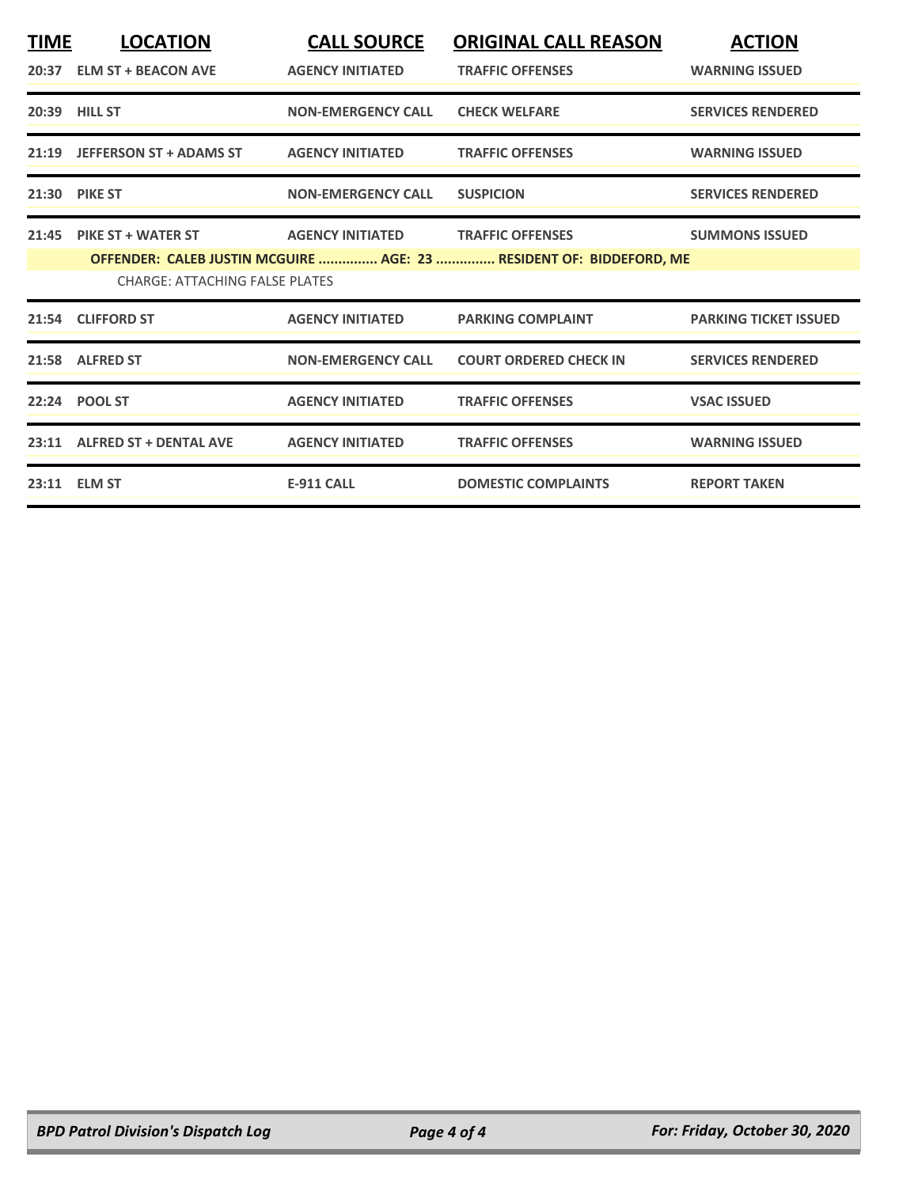| TIME | LOCATION | CALL SOURCE | ORIGINAL CALL REASON | ACTION |
|---|---|---|---|---|
| 20:37 | ELM ST + BEACON AVE | AGENCY INITIATED | TRAFFIC OFFENSES | WARNING ISSUED |
| 20:39 | HILL ST | NON-EMERGENCY CALL | CHECK WELFARE | SERVICES RENDERED |
| 21:19 | JEFFERSON ST + ADAMS ST | AGENCY INITIATED | TRAFFIC OFFENSES | WARNING ISSUED |
| 21:30 | PIKE ST | NON-EMERGENCY CALL | SUSPICION | SERVICES RENDERED |
| 21:45 | PIKE ST + WATER ST | AGENCY INITIATED | TRAFFIC OFFENSES | SUMMONS ISSUED |
| | OFFENDER: CALEB JUSTIN MCGUIRE ............... AGE: 23 ............... RESIDENT OF: BIDDEFORD, ME | | | |
| | CHARGE: ATTACHING FALSE PLATES | | | |
| 21:54 | CLIFFORD ST | AGENCY INITIATED | PARKING COMPLAINT | PARKING TICKET ISSUED |
| 21:58 | ALFRED ST | NON-EMERGENCY CALL | COURT ORDERED CHECK IN | SERVICES RENDERED |
| 22:24 | POOL ST | AGENCY INITIATED | TRAFFIC OFFENSES | VSAC ISSUED |
| 23:11 | ALFRED ST + DENTAL AVE | AGENCY INITIATED | TRAFFIC OFFENSES | WARNING ISSUED |
| 23:11 | ELM ST | E-911 CALL | DOMESTIC COMPLAINTS | REPORT TAKEN |